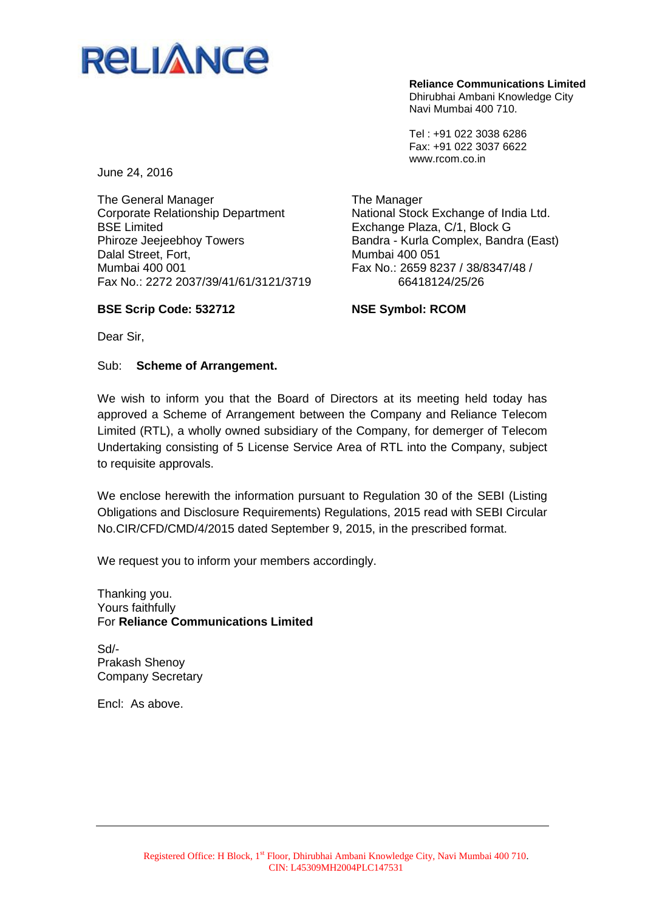RELIANCE

**Reliance Communications Limited**
Dhirubhai Ambani Knowledge City
Navi Mumbai 400 710.

Tel : +91 022 3038 6286
Fax: +91 022 3037 6622
www.rcom.co.in

June 24, 2016

The General Manager
Corporate Relationship Department
BSE Limited
Phiroze Jeejeebhoy Towers
Dalal Street, Fort,
Mumbai 400 001
Fax No.: 2272 2037/39/41/61/3121/3719

**BSE Scrip Code: 532712**

The Manager
National Stock Exchange of India Ltd.
Exchange Plaza, C/1, Block G
Bandra - Kurla Complex, Bandra (East)
Mumbai 400 051
Fax No.: 2659 8237 / 38/8347/48 / 66418124/25/26

**NSE Symbol: RCOM**

Dear Sir,

Sub: **Scheme of Arrangement.**

We wish to inform you that the Board of Directors at its meeting held today has approved a Scheme of Arrangement between the Company and Reliance Telecom Limited (RTL), a wholly owned subsidiary of the Company, for demerger of Telecom Undertaking consisting of 5 License Service Area of RTL into the Company, subject to requisite approvals.

We enclose herewith the information pursuant to Regulation 30 of the SEBI (Listing Obligations and Disclosure Requirements) Regulations, 2015 read with SEBI Circular No.CIR/CFD/CMD/4/2015 dated September 9, 2015, in the prescribed format.

We request you to inform your members accordingly.

Thanking you.
Yours faithfully
For **Reliance Communications Limited**

Sd/-
Prakash Shenoy
Company Secretary

Encl: As above.

Registered Office: H Block, 1st Floor, Dhirubhai Ambani Knowledge City, Navi Mumbai 400 710.
CIN: L45309MH2004PLC147531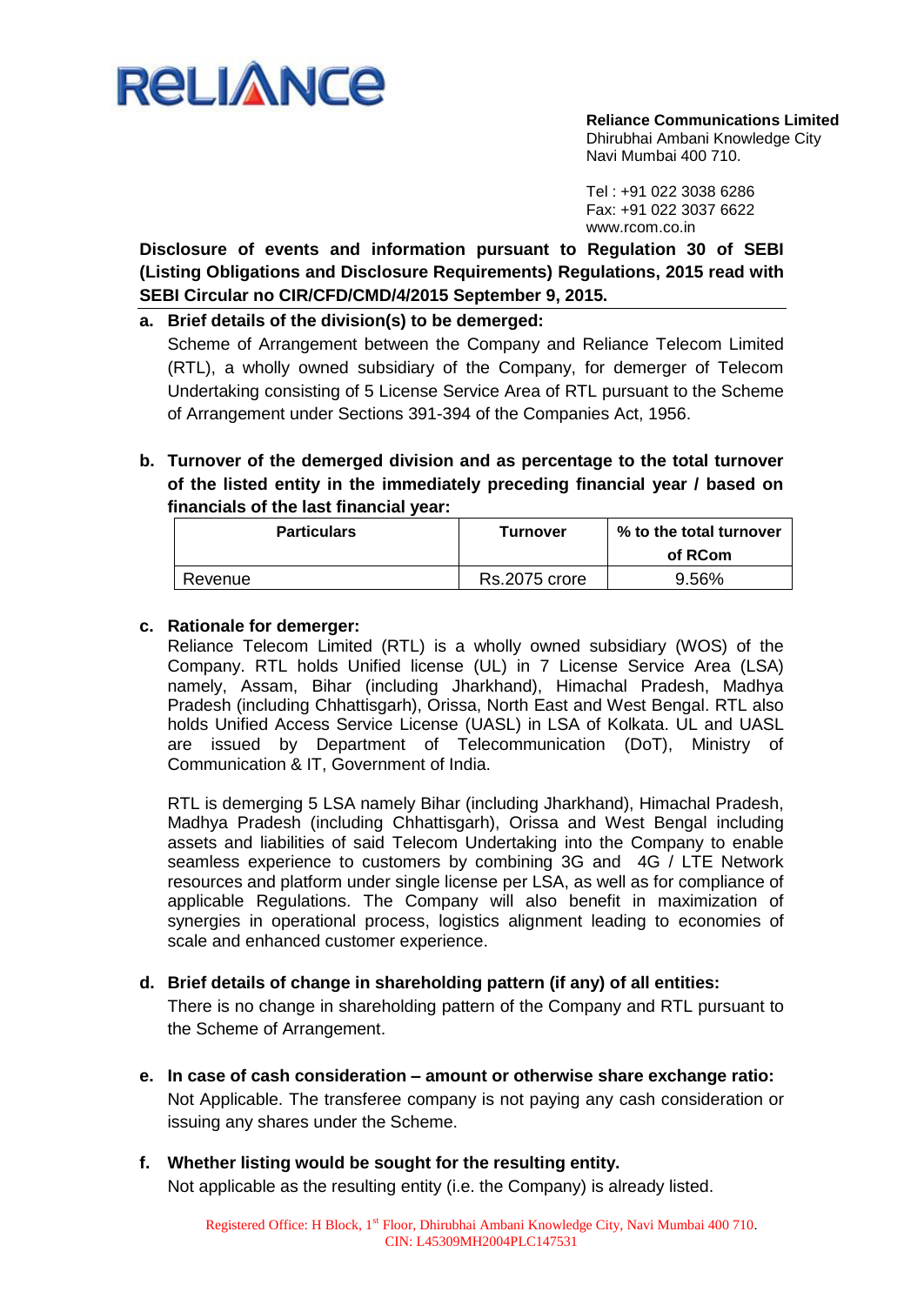**Reliance Communications Limited**
Dhirubhai Ambani Knowledge City
Navi Mumbai 400 710.

Tel : +91 022 3038 6286
Fax: +91 022 3037 6622
www.rcom.co.in

**Disclosure of events and information pursuant to Regulation 30 of SEBI (Listing Obligations and Disclosure Requirements) Regulations, 2015 read with SEBI Circular no CIR/CFD/CMD/4/2015 September 9, 2015.**

a. **Brief details of the division(s) to be demerged:**
Scheme of Arrangement between the Company and Reliance Telecom Limited (RTL), a wholly owned subsidiary of the Company, for demerger of Telecom Undertaking consisting of 5 License Service Area of RTL pursuant to the Scheme of Arrangement under Sections 391-394 of the Companies Act, 1956.

b. **Turnover of the demerged division and as percentage to the total turnover of the listed entity in the immediately preceding financial year / based on financials of the last financial year:**

| Particulars | Turnover | % to the total turnover of RCom |
|---|---|---|
| Revenue | Rs.2075 crore | 9.56% |

c. **Rationale for demerger:**
Reliance Telecom Limited (RTL) is a wholly owned subsidiary (WOS) of the Company. RTL holds Unified license (UL) in 7 License Service Area (LSA) namely, Assam, Bihar (including Jharkhand), Himachal Pradesh, Madhya Pradesh (including Chhattisgarh), Orissa, North East and West Bengal. RTL also holds Unified Access Service License (UASL) in LSA of Kolkata. UL and UASL are issued by Department of Telecommunication (DoT), Ministry of Communication & IT, Government of India.

RTL is demerging 5 LSA namely Bihar (including Jharkhand), Himachal Pradesh, Madhya Pradesh (including Chhattisgarh), Orissa and West Bengal including assets and liabilities of said Telecom Undertaking into the Company to enable seamless experience to customers by combining 3G and 4G / LTE Network resources and platform under single license per LSA, as well as for compliance of applicable Regulations. The Company will also benefit in maximization of synergies in operational process, logistics alignment leading to economies of scale and enhanced customer experience.

d. **Brief details of change in shareholding pattern (if any) of all entities:**
There is no change in shareholding pattern of the Company and RTL pursuant to the Scheme of Arrangement.

e. **In case of cash consideration – amount or otherwise share exchange ratio:**
Not Applicable. The transferee company is not paying any cash consideration or issuing any shares under the Scheme.

f. **Whether listing would be sought for the resulting entity.**
Not applicable as the resulting entity (i.e. the Company) is already listed.

Registered Office: H Block, 1st Floor, Dhirubhai Ambani Knowledge City, Navi Mumbai 400 710.
CIN: L45309MH2004PLC147531